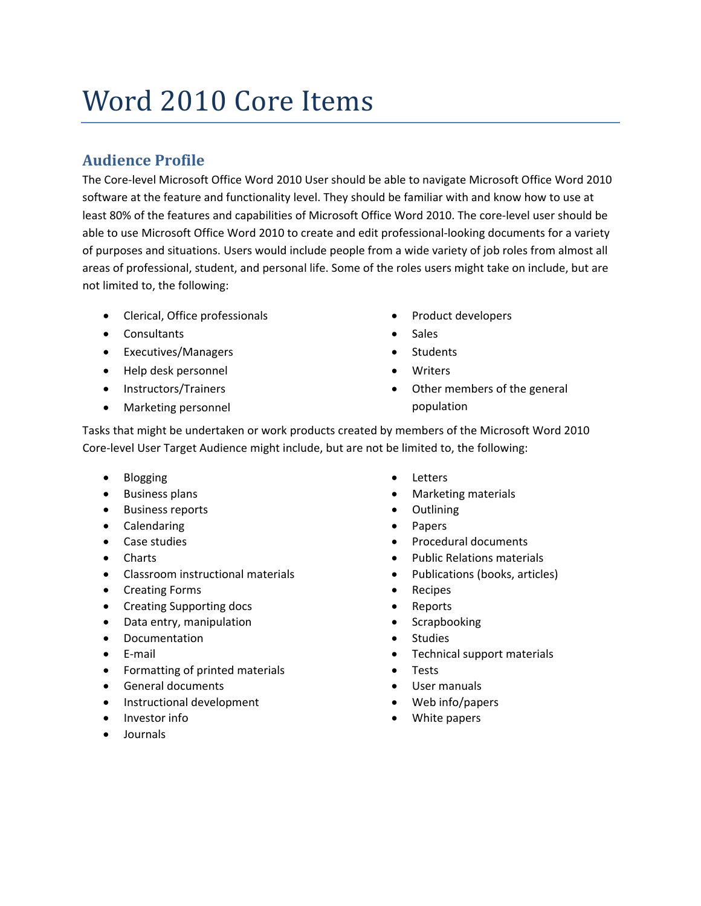# Word 2010 Core Items

## Audience Profile

The Core-level Microsoft Office Word 2010 User should be able to navigate Microsoft Office Word 2010 software at the feature and functionality level. They should be familiar with and know how to use at least 80% of the features and capabilities of Microsoft Office Word 2010. The core-level user should be able to use Microsoft Office Word 2010 to create and edit professional-looking documents for a variety of purposes and situations. Users would include people from a wide variety of job roles from almost all areas of professional, student, and personal life. Some of the roles users might take on include, but are not limited to, the following:

- Clerical, Office professionals
- Consultants
- Executives/Managers
- Help desk personnel
- Instructors/Trainers
- Marketing personnel
- Product developers
- Sales
- Students
- Writers
- Other members of the general population

Tasks that might be undertaken or work products created by members of the Microsoft Word 2010 Core-level User Target Audience might include, but are not be limited to, the following:

- Blogging
- Business plans
- Business reports
- Calendaring
- Case studies
- Charts
- Classroom instructional materials
- Creating Forms
- Creating Supporting docs
- Data entry, manipulation
- Documentation
- E-mail
- Formatting of printed materials
- General documents
- Instructional development
- Investor info
- Journals
- Letters
- Marketing materials
- Outlining
- Papers
- Procedural documents
- Public Relations materials
- Publications (books, articles)
- Recipes
- Reports
- Scrapbooking
- Studies
- Technical support materials
- Tests
- User manuals
- Web info/papers
- White papers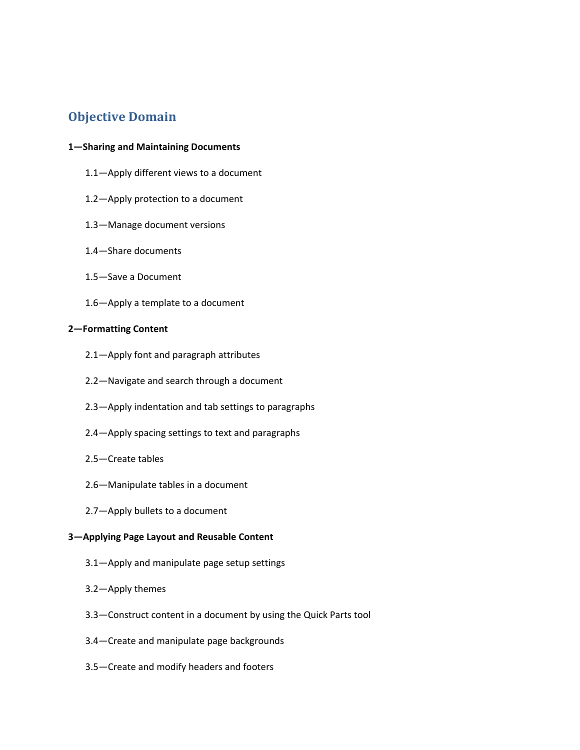## Objective Domain

**1—Sharing and Maintaining Documents**

- 1.1—Apply different views to a document
- 1.2—Apply protection to a document
- 1.3—Manage document versions
- 1.4—Share documents
- 1.5—Save a Document
- 1.6—Apply a template to a document

**2—Formatting Content**

- 2.1—Apply font and paragraph attributes
- 2.2—Navigate and search through a document
- 2.3—Apply indentation and tab settings to paragraphs
- 2.4—Apply spacing settings to text and paragraphs
- 2.5—Create tables
- 2.6—Manipulate tables in a document
- 2.7—Apply bullets to a document

**3—Applying Page Layout and Reusable Content**

- 3.1—Apply and manipulate page setup settings
- 3.2—Apply themes
- 3.3—Construct content in a document by using the Quick Parts tool
- 3.4—Create and manipulate page backgrounds
- 3.5—Create and modify headers and footers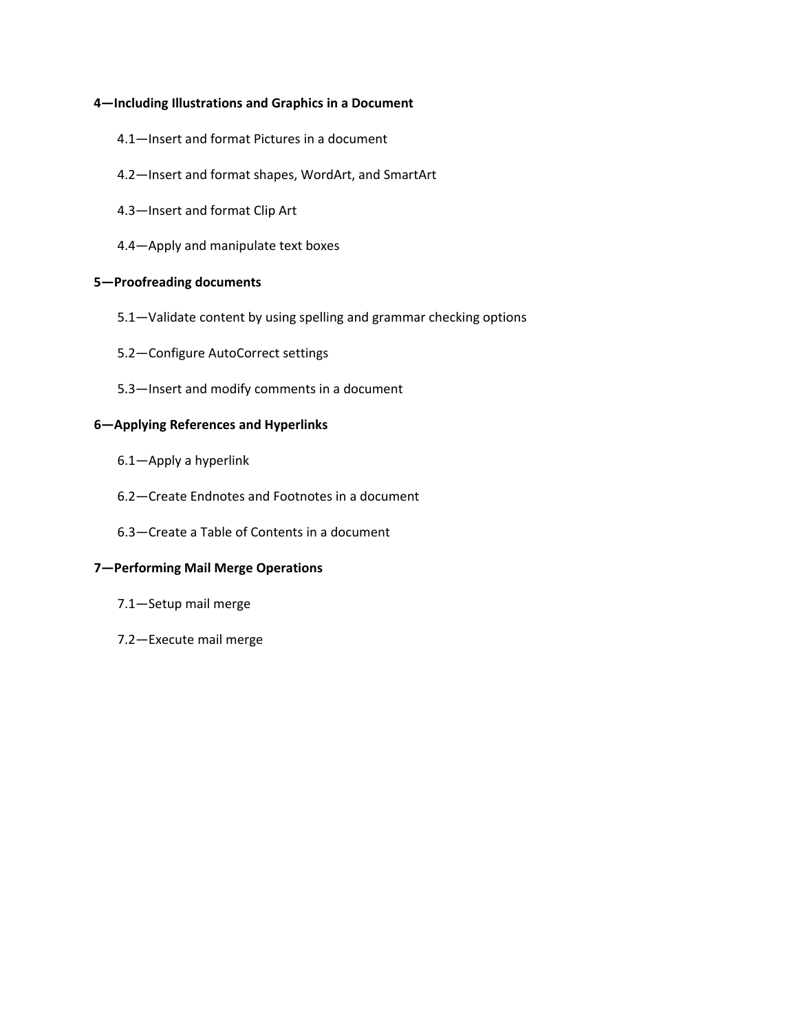**4—Including Illustrations and Graphics in a Document**

4.1—Insert and format Pictures in a document

4.2—Insert and format shapes, WordArt, and SmartArt

4.3—Insert and format Clip Art

4.4—Apply and manipulate text boxes

**5—Proofreading documents**

5.1—Validate content by using spelling and grammar checking options

5.2—Configure AutoCorrect settings

5.3—Insert and modify comments in a document

**6—Applying References and Hyperlinks**

6.1—Apply a hyperlink

6.2—Create Endnotes and Footnotes in a document

6.3—Create a Table of Contents in a document

**7—Performing Mail Merge Operations**

7.1—Setup mail merge

7.2—Execute mail merge